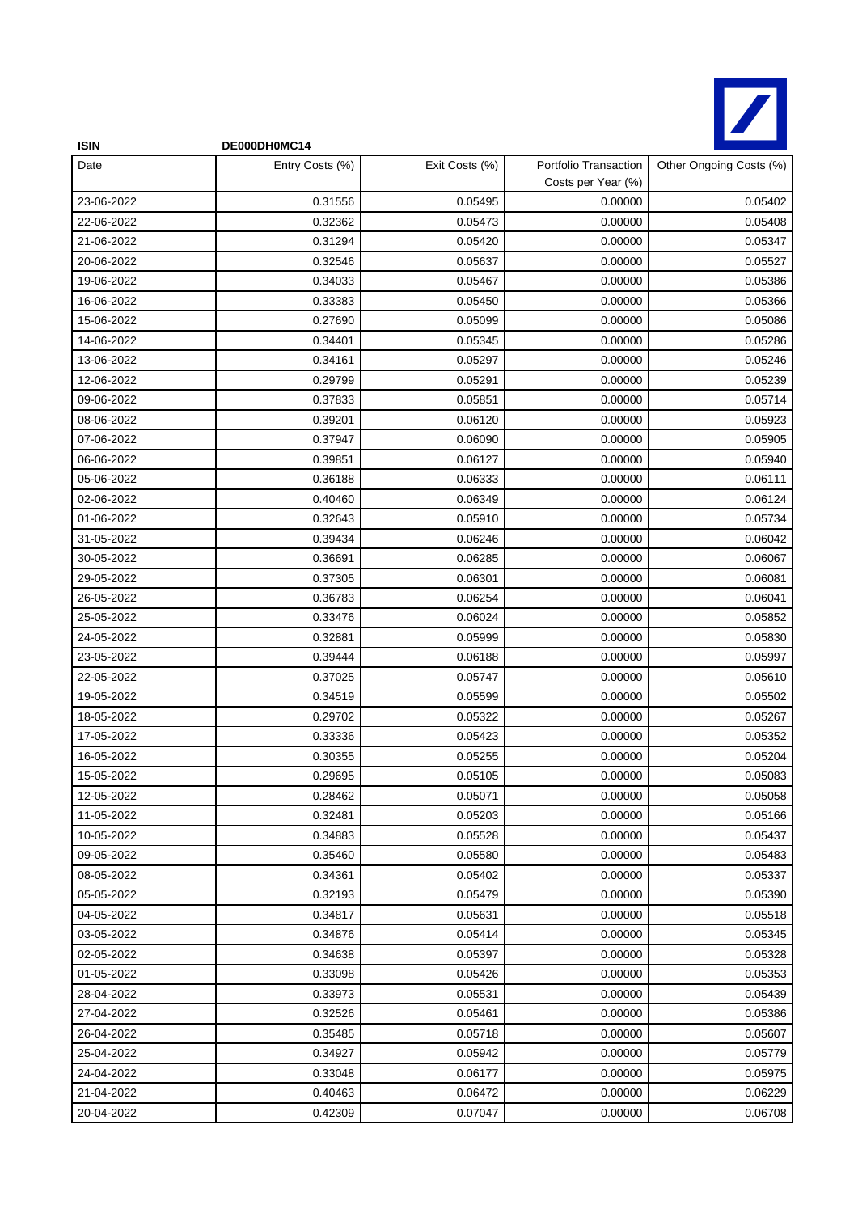**ISIN** DE000DH0MC14

| Date | Entry Costs (%) | Exit Costs (%) | Portfolio Transaction Costs per Year (%) | Other Ongoing Costs (%) |
|---|---|---|---|---|
| 23-06-2022 | 0.31556 | 0.05495 | 0.00000 | 0.05402 |
| 22-06-2022 | 0.32362 | 0.05473 | 0.00000 | 0.05408 |
| 21-06-2022 | 0.31294 | 0.05420 | 0.00000 | 0.05347 |
| 20-06-2022 | 0.32546 | 0.05637 | 0.00000 | 0.05527 |
| 19-06-2022 | 0.34033 | 0.05467 | 0.00000 | 0.05386 |
| 16-06-2022 | 0.33383 | 0.05450 | 0.00000 | 0.05366 |
| 15-06-2022 | 0.27690 | 0.05099 | 0.00000 | 0.05086 |
| 14-06-2022 | 0.34401 | 0.05345 | 0.00000 | 0.05286 |
| 13-06-2022 | 0.34161 | 0.05297 | 0.00000 | 0.05246 |
| 12-06-2022 | 0.29799 | 0.05291 | 0.00000 | 0.05239 |
| 09-06-2022 | 0.37833 | 0.05851 | 0.00000 | 0.05714 |
| 08-06-2022 | 0.39201 | 0.06120 | 0.00000 | 0.05923 |
| 07-06-2022 | 0.37947 | 0.06090 | 0.00000 | 0.05905 |
| 06-06-2022 | 0.39851 | 0.06127 | 0.00000 | 0.05940 |
| 05-06-2022 | 0.36188 | 0.06333 | 0.00000 | 0.06111 |
| 02-06-2022 | 0.40460 | 0.06349 | 0.00000 | 0.06124 |
| 01-06-2022 | 0.32643 | 0.05910 | 0.00000 | 0.05734 |
| 31-05-2022 | 0.39434 | 0.06246 | 0.00000 | 0.06042 |
| 30-05-2022 | 0.36691 | 0.06285 | 0.00000 | 0.06067 |
| 29-05-2022 | 0.37305 | 0.06301 | 0.00000 | 0.06081 |
| 26-05-2022 | 0.36783 | 0.06254 | 0.00000 | 0.06041 |
| 25-05-2022 | 0.33476 | 0.06024 | 0.00000 | 0.05852 |
| 24-05-2022 | 0.32881 | 0.05999 | 0.00000 | 0.05830 |
| 23-05-2022 | 0.39444 | 0.06188 | 0.00000 | 0.05997 |
| 22-05-2022 | 0.37025 | 0.05747 | 0.00000 | 0.05610 |
| 19-05-2022 | 0.34519 | 0.05599 | 0.00000 | 0.05502 |
| 18-05-2022 | 0.29702 | 0.05322 | 0.00000 | 0.05267 |
| 17-05-2022 | 0.33336 | 0.05423 | 0.00000 | 0.05352 |
| 16-05-2022 | 0.30355 | 0.05255 | 0.00000 | 0.05204 |
| 15-05-2022 | 0.29695 | 0.05105 | 0.00000 | 0.05083 |
| 12-05-2022 | 0.28462 | 0.05071 | 0.00000 | 0.05058 |
| 11-05-2022 | 0.32481 | 0.05203 | 0.00000 | 0.05166 |
| 10-05-2022 | 0.34883 | 0.05528 | 0.00000 | 0.05437 |
| 09-05-2022 | 0.35460 | 0.05580 | 0.00000 | 0.05483 |
| 08-05-2022 | 0.34361 | 0.05402 | 0.00000 | 0.05337 |
| 05-05-2022 | 0.32193 | 0.05479 | 0.00000 | 0.05390 |
| 04-05-2022 | 0.34817 | 0.05631 | 0.00000 | 0.05518 |
| 03-05-2022 | 0.34876 | 0.05414 | 0.00000 | 0.05345 |
| 02-05-2022 | 0.34638 | 0.05397 | 0.00000 | 0.05328 |
| 01-05-2022 | 0.33098 | 0.05426 | 0.00000 | 0.05353 |
| 28-04-2022 | 0.33973 | 0.05531 | 0.00000 | 0.05439 |
| 27-04-2022 | 0.32526 | 0.05461 | 0.00000 | 0.05386 |
| 26-04-2022 | 0.35485 | 0.05718 | 0.00000 | 0.05607 |
| 25-04-2022 | 0.34927 | 0.05942 | 0.00000 | 0.05779 |
| 24-04-2022 | 0.33048 | 0.06177 | 0.00000 | 0.05975 |
| 21-04-2022 | 0.40463 | 0.06472 | 0.00000 | 0.06229 |
| 20-04-2022 | 0.42309 | 0.07047 | 0.00000 | 0.06708 |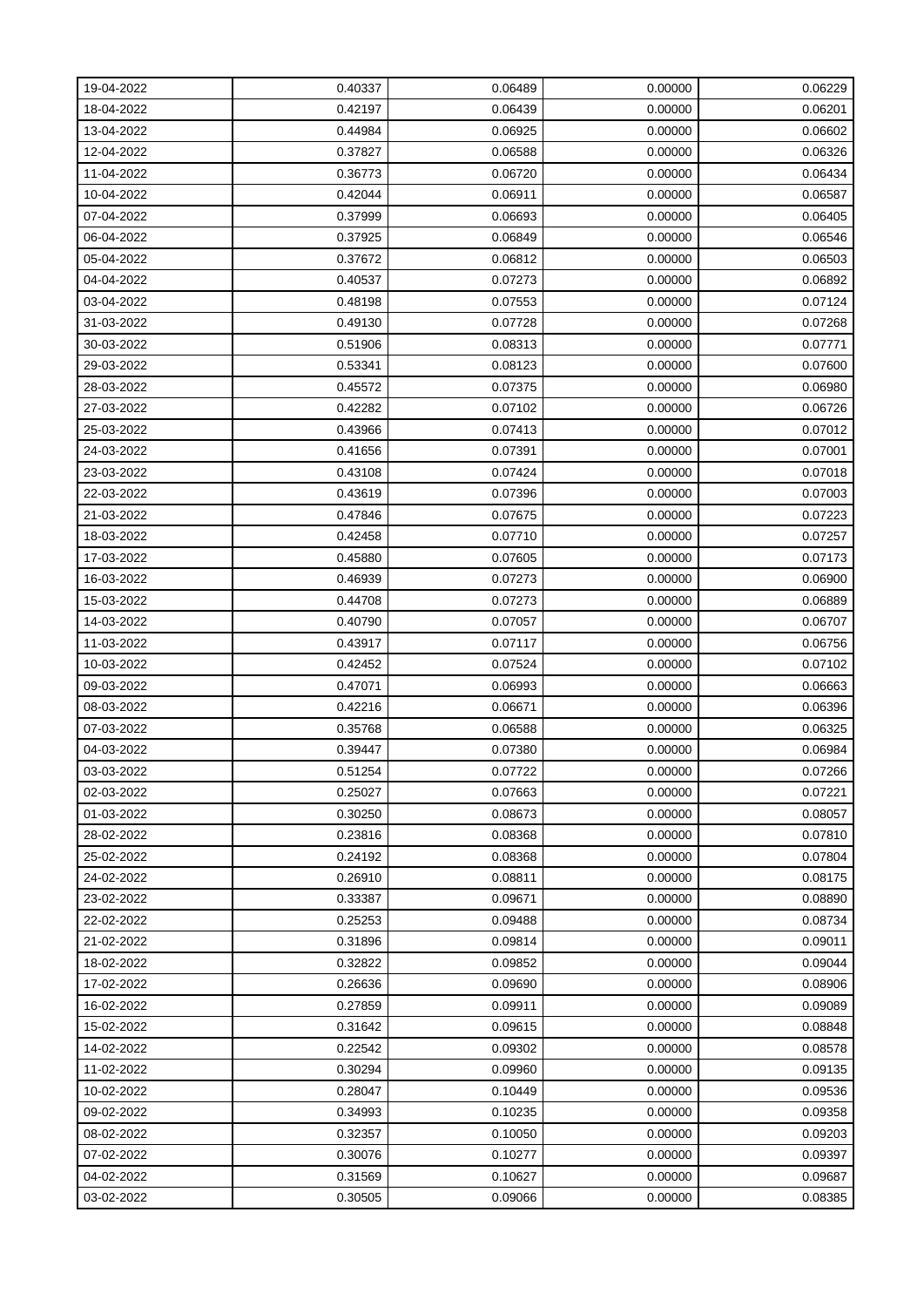| | | | | |
|---|---|---|---|---|
| 19-04-2022 | 0.40337 | 0.06489 | 0.00000 | 0.06229 |
| 18-04-2022 | 0.42197 | 0.06439 | 0.00000 | 0.06201 |
| 13-04-2022 | 0.44984 | 0.06925 | 0.00000 | 0.06602 |
| 12-04-2022 | 0.37827 | 0.06588 | 0.00000 | 0.06326 |
| 11-04-2022 | 0.36773 | 0.06720 | 0.00000 | 0.06434 |
| 10-04-2022 | 0.42044 | 0.06911 | 0.00000 | 0.06587 |
| 07-04-2022 | 0.37999 | 0.06693 | 0.00000 | 0.06405 |
| 06-04-2022 | 0.37925 | 0.06849 | 0.00000 | 0.06546 |
| 05-04-2022 | 0.37672 | 0.06812 | 0.00000 | 0.06503 |
| 04-04-2022 | 0.40537 | 0.07273 | 0.00000 | 0.06892 |
| 03-04-2022 | 0.48198 | 0.07553 | 0.00000 | 0.07124 |
| 31-03-2022 | 0.49130 | 0.07728 | 0.00000 | 0.07268 |
| 30-03-2022 | 0.51906 | 0.08313 | 0.00000 | 0.07771 |
| 29-03-2022 | 0.53341 | 0.08123 | 0.00000 | 0.07600 |
| 28-03-2022 | 0.45572 | 0.07375 | 0.00000 | 0.06980 |
| 27-03-2022 | 0.42282 | 0.07102 | 0.00000 | 0.06726 |
| 25-03-2022 | 0.43966 | 0.07413 | 0.00000 | 0.07012 |
| 24-03-2022 | 0.41656 | 0.07391 | 0.00000 | 0.07001 |
| 23-03-2022 | 0.43108 | 0.07424 | 0.00000 | 0.07018 |
| 22-03-2022 | 0.43619 | 0.07396 | 0.00000 | 0.07003 |
| 21-03-2022 | 0.47846 | 0.07675 | 0.00000 | 0.07223 |
| 18-03-2022 | 0.42458 | 0.07710 | 0.00000 | 0.07257 |
| 17-03-2022 | 0.45880 | 0.07605 | 0.00000 | 0.07173 |
| 16-03-2022 | 0.46939 | 0.07273 | 0.00000 | 0.06900 |
| 15-03-2022 | 0.44708 | 0.07273 | 0.00000 | 0.06889 |
| 14-03-2022 | 0.40790 | 0.07057 | 0.00000 | 0.06707 |
| 11-03-2022 | 0.43917 | 0.07117 | 0.00000 | 0.06756 |
| 10-03-2022 | 0.42452 | 0.07524 | 0.00000 | 0.07102 |
| 09-03-2022 | 0.47071 | 0.06993 | 0.00000 | 0.06663 |
| 08-03-2022 | 0.42216 | 0.06671 | 0.00000 | 0.06396 |
| 07-03-2022 | 0.35768 | 0.06588 | 0.00000 | 0.06325 |
| 04-03-2022 | 0.39447 | 0.07380 | 0.00000 | 0.06984 |
| 03-03-2022 | 0.51254 | 0.07722 | 0.00000 | 0.07266 |
| 02-03-2022 | 0.25027 | 0.07663 | 0.00000 | 0.07221 |
| 01-03-2022 | 0.30250 | 0.08673 | 0.00000 | 0.08057 |
| 28-02-2022 | 0.23816 | 0.08368 | 0.00000 | 0.07810 |
| 25-02-2022 | 0.24192 | 0.08368 | 0.00000 | 0.07804 |
| 24-02-2022 | 0.26910 | 0.08811 | 0.00000 | 0.08175 |
| 23-02-2022 | 0.33387 | 0.09671 | 0.00000 | 0.08890 |
| 22-02-2022 | 0.25253 | 0.09488 | 0.00000 | 0.08734 |
| 21-02-2022 | 0.31896 | 0.09814 | 0.00000 | 0.09011 |
| 18-02-2022 | 0.32822 | 0.09852 | 0.00000 | 0.09044 |
| 17-02-2022 | 0.26636 | 0.09690 | 0.00000 | 0.08906 |
| 16-02-2022 | 0.27859 | 0.09911 | 0.00000 | 0.09089 |
| 15-02-2022 | 0.31642 | 0.09615 | 0.00000 | 0.08848 |
| 14-02-2022 | 0.22542 | 0.09302 | 0.00000 | 0.08578 |
| 11-02-2022 | 0.30294 | 0.09960 | 0.00000 | 0.09135 |
| 10-02-2022 | 0.28047 | 0.10449 | 0.00000 | 0.09536 |
| 09-02-2022 | 0.34993 | 0.10235 | 0.00000 | 0.09358 |
| 08-02-2022 | 0.32357 | 0.10050 | 0.00000 | 0.09203 |
| 07-02-2022 | 0.30076 | 0.10277 | 0.00000 | 0.09397 |
| 04-02-2022 | 0.31569 | 0.10627 | 0.00000 | 0.09687 |
| 03-02-2022 | 0.30505 | 0.09066 | 0.00000 | 0.08385 |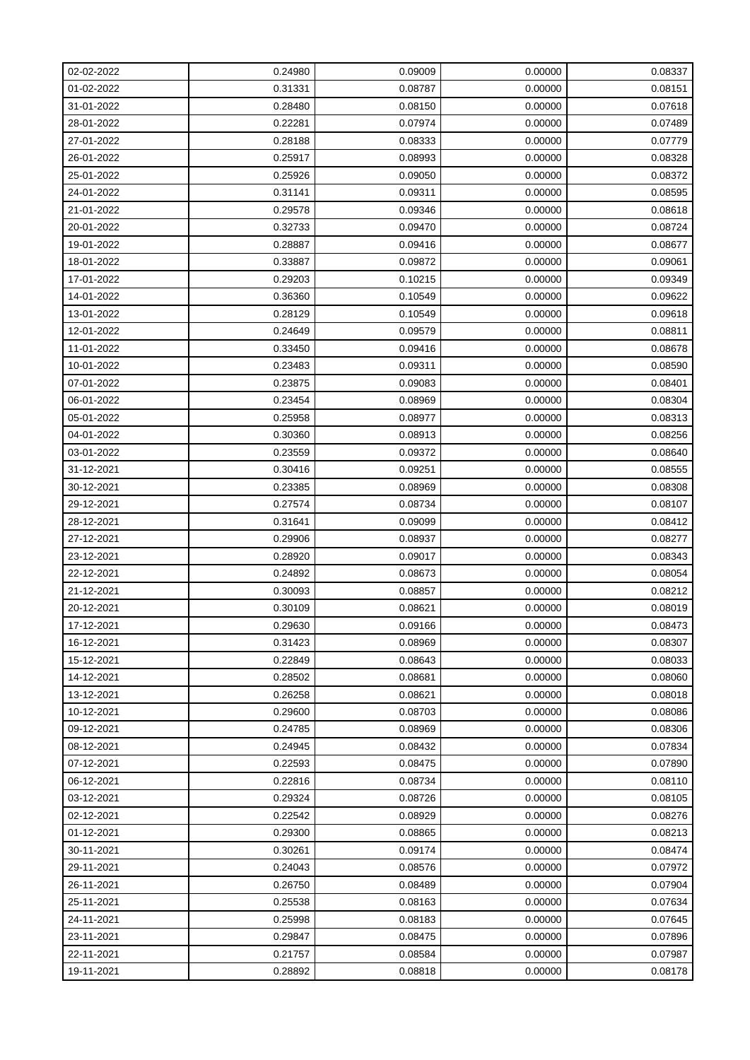| 02-02-2022 | 0.24980 | 0.09009 | 0.00000 | 0.08337 |
|---|---|---|---|---|
| 01-02-2022 | 0.31331 | 0.08787 | 0.00000 | 0.08151 |
| 31-01-2022 | 0.28480 | 0.08150 | 0.00000 | 0.07618 |
| 28-01-2022 | 0.22281 | 0.07974 | 0.00000 | 0.07489 |
| 27-01-2022 | 0.28188 | 0.08333 | 0.00000 | 0.07779 |
| 26-01-2022 | 0.25917 | 0.08993 | 0.00000 | 0.08328 |
| 25-01-2022 | 0.25926 | 0.09050 | 0.00000 | 0.08372 |
| 24-01-2022 | 0.31141 | 0.09311 | 0.00000 | 0.08595 |
| 21-01-2022 | 0.29578 | 0.09346 | 0.00000 | 0.08618 |
| 20-01-2022 | 0.32733 | 0.09470 | 0.00000 | 0.08724 |
| 19-01-2022 | 0.28887 | 0.09416 | 0.00000 | 0.08677 |
| 18-01-2022 | 0.33887 | 0.09872 | 0.00000 | 0.09061 |
| 17-01-2022 | 0.29203 | 0.10215 | 0.00000 | 0.09349 |
| 14-01-2022 | 0.36360 | 0.10549 | 0.00000 | 0.09622 |
| 13-01-2022 | 0.28129 | 0.10549 | 0.00000 | 0.09618 |
| 12-01-2022 | 0.24649 | 0.09579 | 0.00000 | 0.08811 |
| 11-01-2022 | 0.33450 | 0.09416 | 0.00000 | 0.08678 |
| 10-01-2022 | 0.23483 | 0.09311 | 0.00000 | 0.08590 |
| 07-01-2022 | 0.23875 | 0.09083 | 0.00000 | 0.08401 |
| 06-01-2022 | 0.23454 | 0.08969 | 0.00000 | 0.08304 |
| 05-01-2022 | 0.25958 | 0.08977 | 0.00000 | 0.08313 |
| 04-01-2022 | 0.30360 | 0.08913 | 0.00000 | 0.08256 |
| 03-01-2022 | 0.23559 | 0.09372 | 0.00000 | 0.08640 |
| 31-12-2021 | 0.30416 | 0.09251 | 0.00000 | 0.08555 |
| 30-12-2021 | 0.23385 | 0.08969 | 0.00000 | 0.08308 |
| 29-12-2021 | 0.27574 | 0.08734 | 0.00000 | 0.08107 |
| 28-12-2021 | 0.31641 | 0.09099 | 0.00000 | 0.08412 |
| 27-12-2021 | 0.29906 | 0.08937 | 0.00000 | 0.08277 |
| 23-12-2021 | 0.28920 | 0.09017 | 0.00000 | 0.08343 |
| 22-12-2021 | 0.24892 | 0.08673 | 0.00000 | 0.08054 |
| 21-12-2021 | 0.30093 | 0.08857 | 0.00000 | 0.08212 |
| 20-12-2021 | 0.30109 | 0.08621 | 0.00000 | 0.08019 |
| 17-12-2021 | 0.29630 | 0.09166 | 0.00000 | 0.08473 |
| 16-12-2021 | 0.31423 | 0.08969 | 0.00000 | 0.08307 |
| 15-12-2021 | 0.22849 | 0.08643 | 0.00000 | 0.08033 |
| 14-12-2021 | 0.28502 | 0.08681 | 0.00000 | 0.08060 |
| 13-12-2021 | 0.26258 | 0.08621 | 0.00000 | 0.08018 |
| 10-12-2021 | 0.29600 | 0.08703 | 0.00000 | 0.08086 |
| 09-12-2021 | 0.24785 | 0.08969 | 0.00000 | 0.08306 |
| 08-12-2021 | 0.24945 | 0.08432 | 0.00000 | 0.07834 |
| 07-12-2021 | 0.22593 | 0.08475 | 0.00000 | 0.07890 |
| 06-12-2021 | 0.22816 | 0.08734 | 0.00000 | 0.08110 |
| 03-12-2021 | 0.29324 | 0.08726 | 0.00000 | 0.08105 |
| 02-12-2021 | 0.22542 | 0.08929 | 0.00000 | 0.08276 |
| 01-12-2021 | 0.29300 | 0.08865 | 0.00000 | 0.08213 |
| 30-11-2021 | 0.30261 | 0.09174 | 0.00000 | 0.08474 |
| 29-11-2021 | 0.24043 | 0.08576 | 0.00000 | 0.07972 |
| 26-11-2021 | 0.26750 | 0.08489 | 0.00000 | 0.07904 |
| 25-11-2021 | 0.25538 | 0.08163 | 0.00000 | 0.07634 |
| 24-11-2021 | 0.25998 | 0.08183 | 0.00000 | 0.07645 |
| 23-11-2021 | 0.29847 | 0.08475 | 0.00000 | 0.07896 |
| 22-11-2021 | 0.21757 | 0.08584 | 0.00000 | 0.07987 |
| 19-11-2021 | 0.28892 | 0.08818 | 0.00000 | 0.08178 |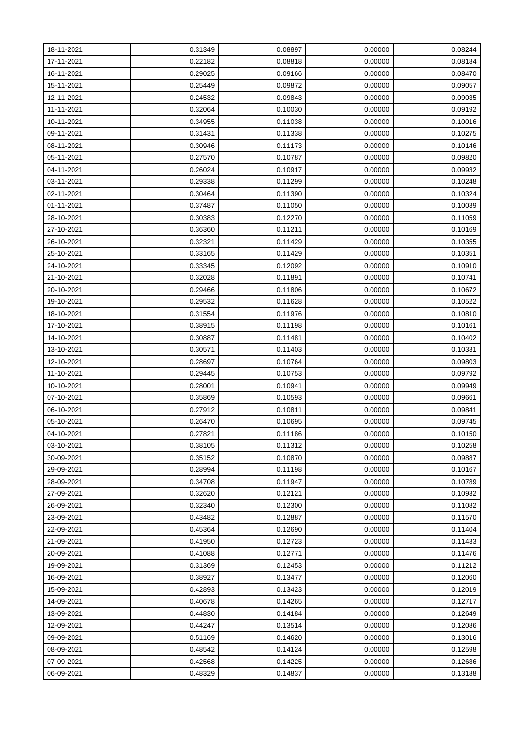| | | | | |
|---|---|---|---|---|
| 18-11-2021 | 0.31349 | 0.08897 | 0.00000 | 0.08244 |
| 17-11-2021 | 0.22182 | 0.08818 | 0.00000 | 0.08184 |
| 16-11-2021 | 0.29025 | 0.09166 | 0.00000 | 0.08470 |
| 15-11-2021 | 0.25449 | 0.09872 | 0.00000 | 0.09057 |
| 12-11-2021 | 0.24532 | 0.09843 | 0.00000 | 0.09035 |
| 11-11-2021 | 0.32064 | 0.10030 | 0.00000 | 0.09192 |
| 10-11-2021 | 0.34955 | 0.11038 | 0.00000 | 0.10016 |
| 09-11-2021 | 0.31431 | 0.11338 | 0.00000 | 0.10275 |
| 08-11-2021 | 0.30946 | 0.11173 | 0.00000 | 0.10146 |
| 05-11-2021 | 0.27570 | 0.10787 | 0.00000 | 0.09820 |
| 04-11-2021 | 0.26024 | 0.10917 | 0.00000 | 0.09932 |
| 03-11-2021 | 0.29338 | 0.11299 | 0.00000 | 0.10248 |
| 02-11-2021 | 0.30464 | 0.11390 | 0.00000 | 0.10324 |
| 01-11-2021 | 0.37487 | 0.11050 | 0.00000 | 0.10039 |
| 28-10-2021 | 0.30383 | 0.12270 | 0.00000 | 0.11059 |
| 27-10-2021 | 0.36360 | 0.11211 | 0.00000 | 0.10169 |
| 26-10-2021 | 0.32321 | 0.11429 | 0.00000 | 0.10355 |
| 25-10-2021 | 0.33165 | 0.11429 | 0.00000 | 0.10351 |
| 24-10-2021 | 0.33345 | 0.12092 | 0.00000 | 0.10910 |
| 21-10-2021 | 0.32028 | 0.11891 | 0.00000 | 0.10741 |
| 20-10-2021 | 0.29466 | 0.11806 | 0.00000 | 0.10672 |
| 19-10-2021 | 0.29532 | 0.11628 | 0.00000 | 0.10522 |
| 18-10-2021 | 0.31554 | 0.11976 | 0.00000 | 0.10810 |
| 17-10-2021 | 0.38915 | 0.11198 | 0.00000 | 0.10161 |
| 14-10-2021 | 0.30887 | 0.11481 | 0.00000 | 0.10402 |
| 13-10-2021 | 0.30571 | 0.11403 | 0.00000 | 0.10331 |
| 12-10-2021 | 0.28697 | 0.10764 | 0.00000 | 0.09803 |
| 11-10-2021 | 0.29445 | 0.10753 | 0.00000 | 0.09792 |
| 10-10-2021 | 0.28001 | 0.10941 | 0.00000 | 0.09949 |
| 07-10-2021 | 0.35869 | 0.10593 | 0.00000 | 0.09661 |
| 06-10-2021 | 0.27912 | 0.10811 | 0.00000 | 0.09841 |
| 05-10-2021 | 0.26470 | 0.10695 | 0.00000 | 0.09745 |
| 04-10-2021 | 0.27821 | 0.11186 | 0.00000 | 0.10150 |
| 03-10-2021 | 0.38105 | 0.11312 | 0.00000 | 0.10258 |
| 30-09-2021 | 0.35152 | 0.10870 | 0.00000 | 0.09887 |
| 29-09-2021 | 0.28994 | 0.11198 | 0.00000 | 0.10167 |
| 28-09-2021 | 0.34708 | 0.11947 | 0.00000 | 0.10789 |
| 27-09-2021 | 0.32620 | 0.12121 | 0.00000 | 0.10932 |
| 26-09-2021 | 0.32340 | 0.12300 | 0.00000 | 0.11082 |
| 23-09-2021 | 0.43482 | 0.12887 | 0.00000 | 0.11570 |
| 22-09-2021 | 0.45364 | 0.12690 | 0.00000 | 0.11404 |
| 21-09-2021 | 0.41950 | 0.12723 | 0.00000 | 0.11433 |
| 20-09-2021 | 0.41088 | 0.12771 | 0.00000 | 0.11476 |
| 19-09-2021 | 0.31369 | 0.12453 | 0.00000 | 0.11212 |
| 16-09-2021 | 0.38927 | 0.13477 | 0.00000 | 0.12060 |
| 15-09-2021 | 0.42893 | 0.13423 | 0.00000 | 0.12019 |
| 14-09-2021 | 0.40678 | 0.14265 | 0.00000 | 0.12717 |
| 13-09-2021 | 0.44830 | 0.14184 | 0.00000 | 0.12649 |
| 12-09-2021 | 0.44247 | 0.13514 | 0.00000 | 0.12086 |
| 09-09-2021 | 0.51169 | 0.14620 | 0.00000 | 0.13016 |
| 08-09-2021 | 0.48542 | 0.14124 | 0.00000 | 0.12598 |
| 07-09-2021 | 0.42568 | 0.14225 | 0.00000 | 0.12686 |
| 06-09-2021 | 0.48329 | 0.14837 | 0.00000 | 0.13188 |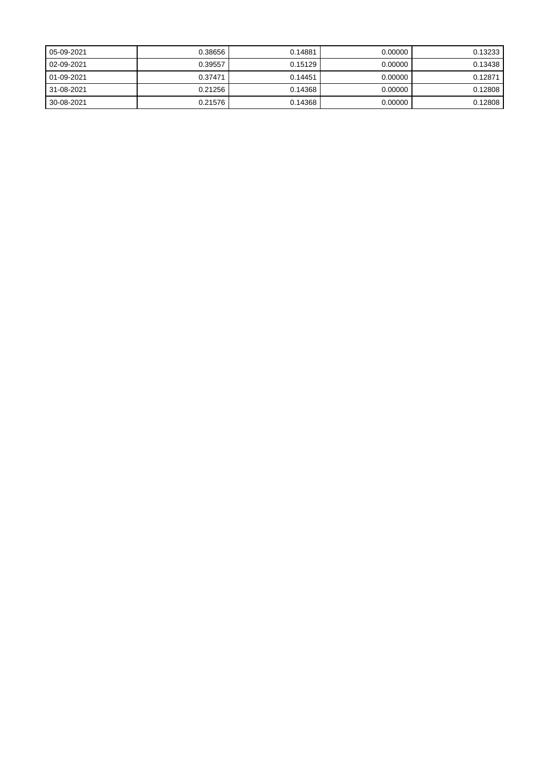| | | | | |
|---|---|---|---|---|
| 05-09-2021 | 0.38656 | 0.14881 | 0.00000 | 0.13233 |
| 02-09-2021 | 0.39557 | 0.15129 | 0.00000 | 0.13438 |
| 01-09-2021 | 0.37471 | 0.14451 | 0.00000 | 0.12871 |
| 31-08-2021 | 0.21256 | 0.14368 | 0.00000 | 0.12808 |
| 30-08-2021 | 0.21576 | 0.14368 | 0.00000 | 0.12808 |